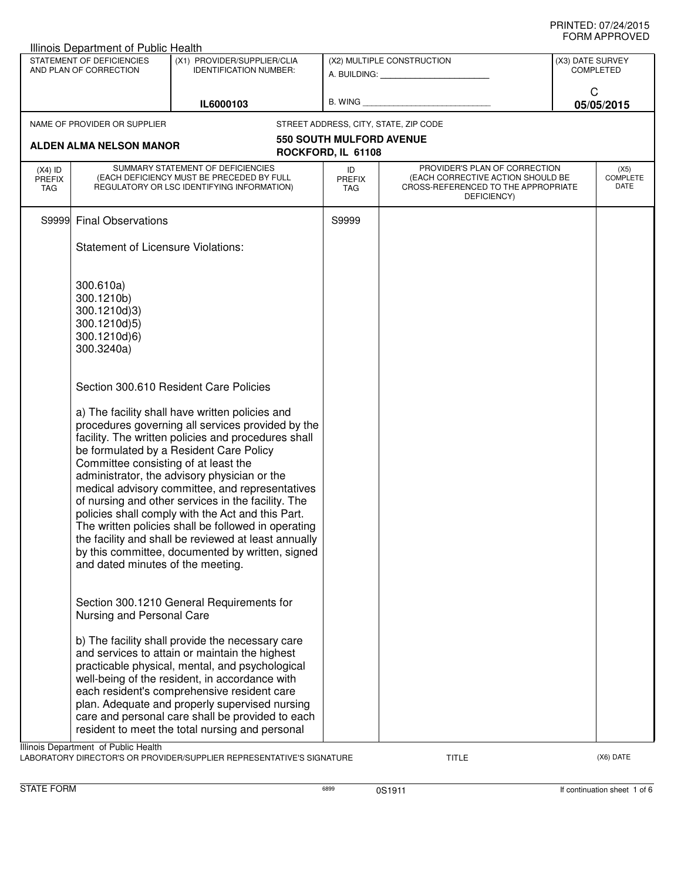PRINTED: 07/24/2015
FORM APPROVED

Illinois Department of Public Health

| STATEMENT OF DEFICIENCIES AND PLAN OF CORRECTION | (X1) PROVIDER/SUPPLIER/CLIA IDENTIFICATION NUMBER: | (X2) MULTIPLE CONSTRUCTION | (X3) DATE SURVEY COMPLETED |
|---|---|---|---|
| | IL6000103 | A. BUILDING: ______ B. WING ______ | C 05/05/2015 |

NAME OF PROVIDER OR SUPPLIER: **ALDEN ALMA NELSON MANOR**

STREET ADDRESS, CITY, STATE, ZIP CODE: **550 SOUTH MULFORD AVENUE ROCKFORD, IL 61108**

| (X4) ID PREFIX TAG | SUMMARY STATEMENT OF DEFICIENCIES (EACH DEFICIENCY MUST BE PRECEDED BY FULL REGULATORY OR LSC IDENTIFYING INFORMATION) | ID PREFIX TAG | PROVIDER'S PLAN OF CORRECTION (EACH CORRECTIVE ACTION SHOULD BE CROSS-REFERENCED TO THE APPROPRIATE DEFICIENCY) | (X5) COMPLETE DATE |
|---|---|---|---|---|
| S9999 | Final Observations | S9999 | | |

Statement of Licensure Violations:

300.610a)
300.1210b)
300.1210d)3)
300.1210d)5)
300.1210d)6)
300.3240a)

Section 300.610 Resident Care Policies

a) The facility shall have written policies and procedures governing all services provided by the facility. The written policies and procedures shall be formulated by a Resident Care Policy Committee consisting of at least the administrator, the advisory physician or the medical advisory committee, and representatives of nursing and other services in the facility. The policies shall comply with the Act and this Part. The written policies shall be followed in operating the facility and shall be reviewed at least annually by this committee, documented by written, signed and dated minutes of the meeting.

Section 300.1210 General Requirements for Nursing and Personal Care

b) The facility shall provide the necessary care and services to attain or maintain the highest practicable physical, mental, and psychological well-being of the resident, in accordance with each resident's comprehensive resident care plan. Adequate and properly supervised nursing care and personal care shall be provided to each resident to meet the total nursing and personal

Illinois Department of Public Health
LABORATORY DIRECTOR'S OR PROVIDER/SUPPLIER REPRESENTATIVE'S SIGNATURE | TITLE | (X6) DATE

STATE FORM 6899 0S1911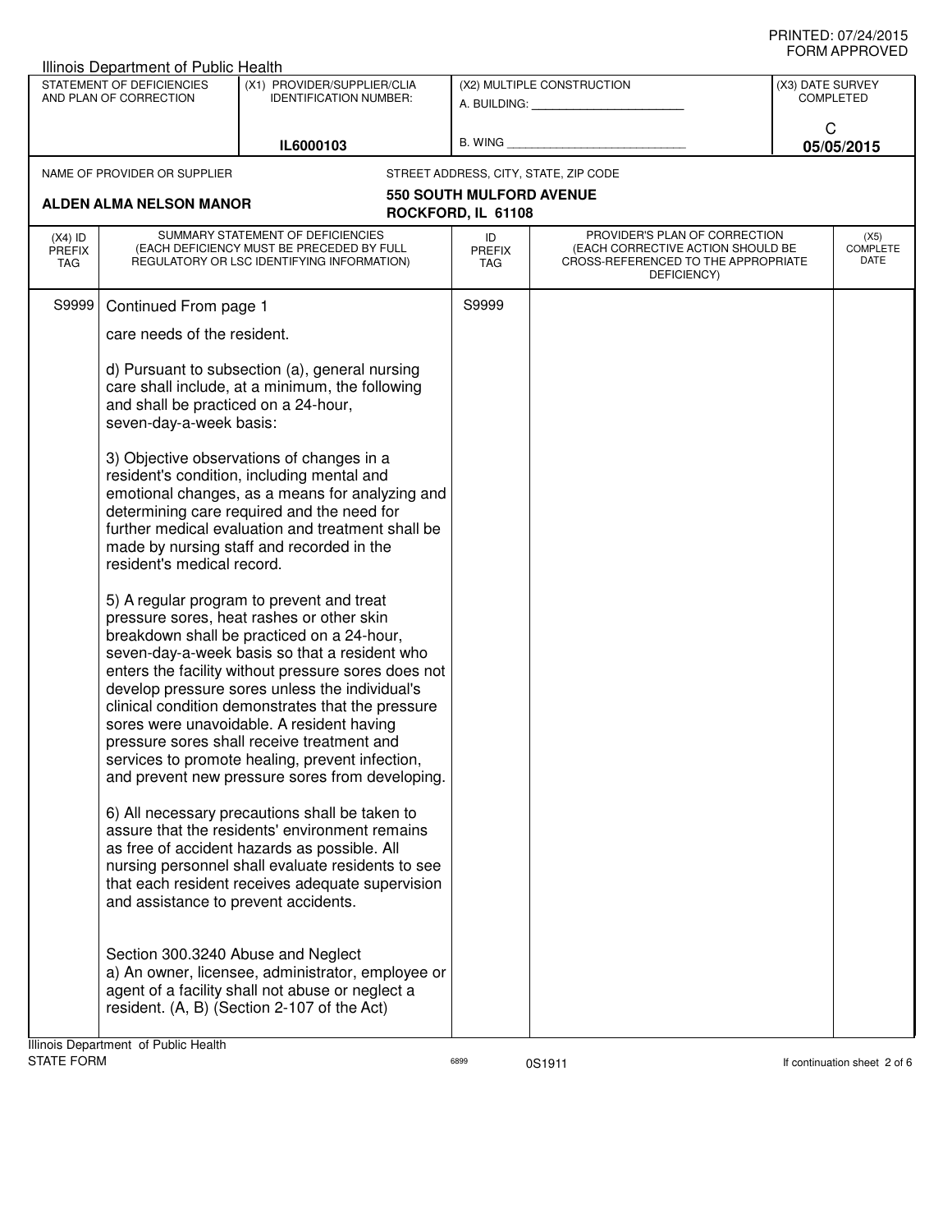PRINTED: 07/24/2015
FORM APPROVED

Illinois Department of Public Health

| STATEMENT OF DEFICIENCIES AND PLAN OF CORRECTION | (X1) PROVIDER/SUPPLIER/CLIA IDENTIFICATION NUMBER: | (X2) MULTIPLE CONSTRUCTION | (X3) DATE SURVEY COMPLETED |
|---|---|---|---|
| | IL6000103 | A. BUILDING: ______ B. WING ______ | C 05/05/2015 |

| NAME OF PROVIDER OR SUPPLIER | STREET ADDRESS, CITY, STATE, ZIP CODE |
|---|---|
| ALDEN ALMA NELSON MANOR | 550 SOUTH MULFORD AVENUE ROCKFORD, IL 61108 |

| (X4) ID PREFIX TAG | SUMMARY STATEMENT OF DEFICIENCIES (EACH DEFICIENCY MUST BE PRECEDED BY FULL REGULATORY OR LSC IDENTIFYING INFORMATION) | ID PREFIX TAG | PROVIDER'S PLAN OF CORRECTION (EACH CORRECTIVE ACTION SHOULD BE CROSS-REFERENCED TO THE APPROPRIATE DEFICIENCY) | (X5) COMPLETE DATE |
|---|---|---|---|---|
| S9999 | Continued From page 1 | S9999 | | |

care needs of the resident.

d) Pursuant to subsection (a), general nursing care shall include, at a minimum, the following and shall be practiced on a 24-hour, seven-day-a-week basis:

3) Objective observations of changes in a resident's condition, including mental and emotional changes, as a means for analyzing and determining care required and the need for further medical evaluation and treatment shall be made by nursing staff and recorded in the resident's medical record.

5) A regular program to prevent and treat pressure sores, heat rashes or other skin breakdown shall be practiced on a 24-hour, seven-day-a-week basis so that a resident who enters the facility without pressure sores does not develop pressure sores unless the individual's clinical condition demonstrates that the pressure sores were unavoidable. A resident having pressure sores shall receive treatment and services to promote healing, prevent infection, and prevent new pressure sores from developing.

6) All necessary precautions shall be taken to assure that the residents' environment remains as free of accident hazards as possible. All nursing personnel shall evaluate residents to see that each resident receives adequate supervision and assistance to prevent accidents.

Section 300.3240 Abuse and Neglect
a) An owner, licensee, administrator, employee or agent of a facility shall not abuse or neglect a resident. (A, B) (Section 2-107 of the Act)

Illinois Department of Public Health
STATE FORM 6899 0S1911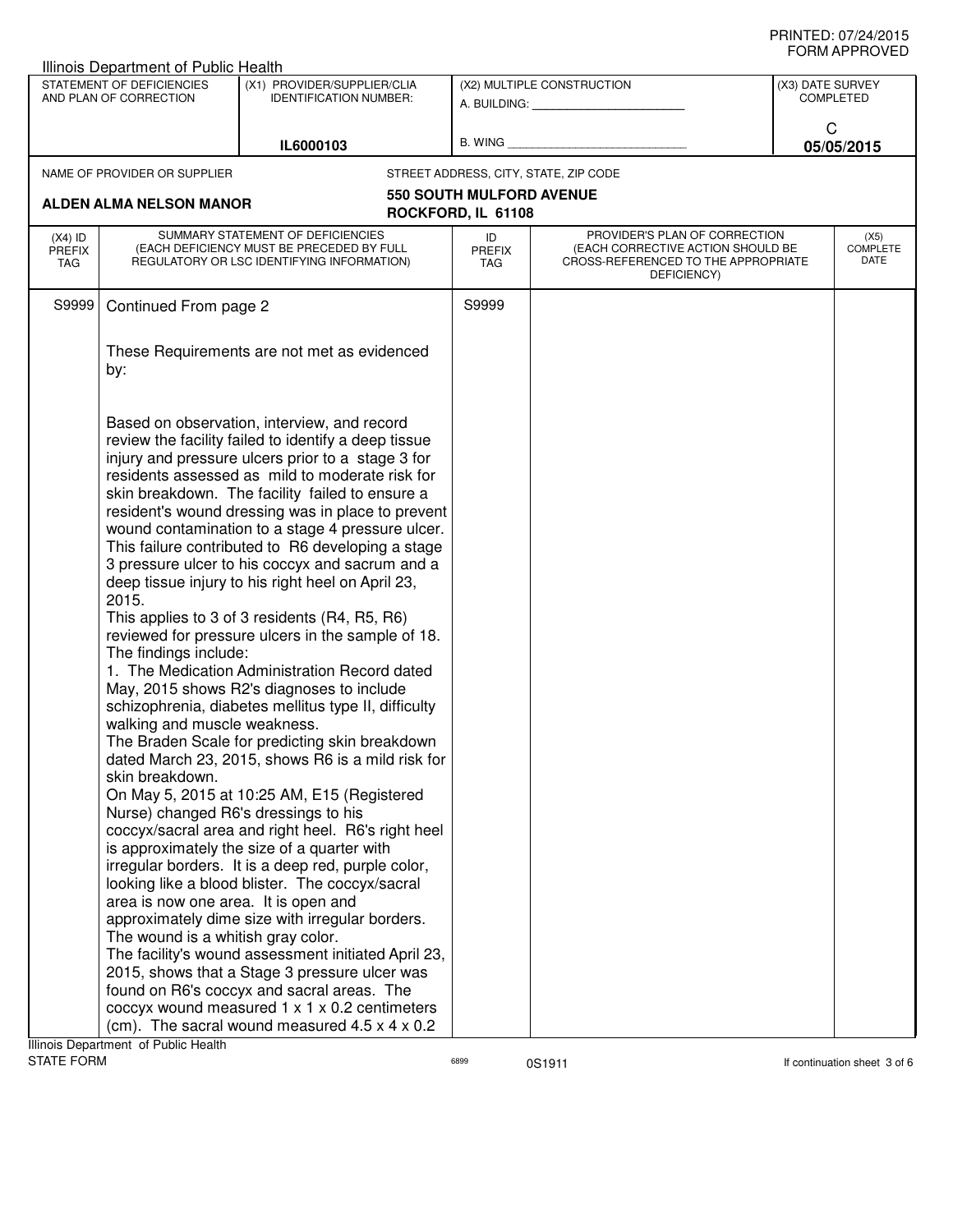Illinois Department of Public Health

| STATEMENT OF DEFICIENCIES AND PLAN OF CORRECTION | (X1) PROVIDER/SUPPLIER/CLIA IDENTIFICATION NUMBER: | (X2) MULTIPLE CONSTRUCTION | (X3) DATE SURVEY COMPLETED |
|---|---|---|---|
| | IL6000103 | A. BUILDING: ______ B. WING ______ | C 05/05/2015 |

NAME OF PROVIDER OR SUPPLIER: **ALDEN ALMA NELSON MANOR**

STREET ADDRESS, CITY, STATE, ZIP CODE: **550 SOUTH MULFORD AVENUE ROCKFORD, IL 61108**

| (X4) ID PREFIX TAG | SUMMARY STATEMENT OF DEFICIENCIES (EACH DEFICIENCY MUST BE PRECEDED BY FULL REGULATORY OR LSC IDENTIFYING INFORMATION) | ID PREFIX TAG | PROVIDER'S PLAN OF CORRECTION (EACH CORRECTIVE ACTION SHOULD BE CROSS-REFERENCED TO THE APPROPRIATE DEFICIENCY) | (X5) COMPLETE DATE |
|---|---|---|---|---|
| S9999 | Continued From page 2 | S9999 | | |

These Requirements are not met as evidenced by:

Based on observation, interview, and record review the facility failed to identify a deep tissue injury and pressure ulcers prior to a stage 3 for residents assessed as mild to moderate risk for skin breakdown. The facility failed to ensure a resident's wound dressing was in place to prevent wound contamination to a stage 4 pressure ulcer. This failure contributed to R6 developing a stage 3 pressure ulcer to his coccyx and sacrum and a deep tissue injury to his right heel on April 23, 2015.

This applies to 3 of 3 residents (R4, R5, R6) reviewed for pressure ulcers in the sample of 18.

The findings include:

1. The Medication Administration Record dated May, 2015 shows R2's diagnoses to include schizophrenia, diabetes mellitus type II, difficulty walking and muscle weakness.

The Braden Scale for predicting skin breakdown dated March 23, 2015, shows R6 is a mild risk for skin breakdown.

On May 5, 2015 at 10:25 AM, E15 (Registered Nurse) changed R6's dressings to his coccyx/sacral area and right heel. R6's right heel is approximately the size of a quarter with irregular borders. It is a deep red, purple color, looking like a blood blister. The coccyx/sacral area is now one area. It is open and approximately dime size with irregular borders. The wound is a whitish gray color.

The facility's wound assessment initiated April 23, 2015, shows that a Stage 3 pressure ulcer was found on R6's coccyx and sacral areas. The coccyx wound measured 1 x 1 x 0.2 centimeters (cm). The sacral wound measured 4.5 x 4 x 0.2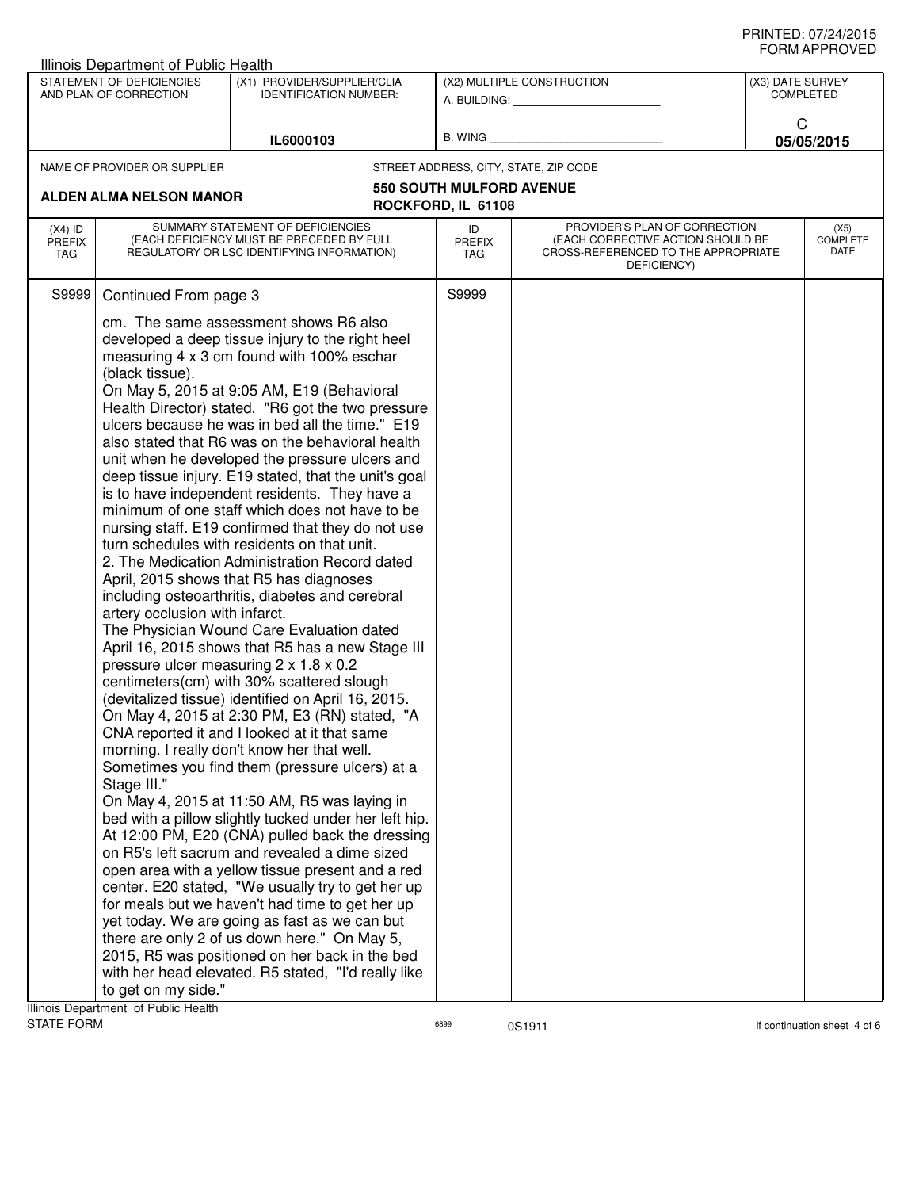Illinois Department of Public Health

| STATEMENT OF DEFICIENCIES AND PLAN OF CORRECTION | (X1) PROVIDER/SUPPLIER/CLIA IDENTIFICATION NUMBER: | (X2) MULTIPLE CONSTRUCTION | (X3) DATE SURVEY COMPLETED |
|---|---|---|---|
| | IL6000103 | A. BUILDING: ______ B. WING ______ | C 05/05/2015 |

NAME OF PROVIDER OR SUPPLIER: **ALDEN ALMA NELSON MANOR**

STREET ADDRESS, CITY, STATE, ZIP CODE: **550 SOUTH MULFORD AVENUE ROCKFORD, IL 61108**

| (X4) ID PREFIX TAG | SUMMARY STATEMENT OF DEFICIENCIES (EACH DEFICIENCY MUST BE PRECEDED BY FULL REGULATORY OR LSC IDENTIFYING INFORMATION) | ID PREFIX TAG | PROVIDER'S PLAN OF CORRECTION (EACH CORRECTIVE ACTION SHOULD BE CROSS-REFERENCED TO THE APPROPRIATE DEFICIENCY) | (X5) COMPLETE DATE |
|---|---|---|---|---|
| S9999 | Continued From page 3 | S9999 | | |

cm. The same assessment shows R6 also developed a deep tissue injury to the right heel measuring 4 x 3 cm found with 100% eschar (black tissue).
On May 5, 2015 at 9:05 AM, E19 (Behavioral Health Director) stated, "R6 got the two pressure ulcers because he was in bed all the time." E19 also stated that R6 was on the behavioral health unit when he developed the pressure ulcers and deep tissue injury. E19 stated, that the unit's goal is to have independent residents. They have a minimum of one staff which does not have to be nursing staff. E19 confirmed that they do not use turn schedules with residents on that unit.
2. The Medication Administration Record dated April, 2015 shows that R5 has diagnoses including osteoarthritis, diabetes and cerebral artery occlusion with infarct.
The Physician Wound Care Evaluation dated April 16, 2015 shows that R5 has a new Stage III pressure ulcer measuring 2 x 1.8 x 0.2 centimeters(cm) with 30% scattered slough (devitalized tissue) identified on April 16, 2015.
On May 4, 2015 at 2:30 PM, E3 (RN) stated, "A CNA reported it and I looked at it that same morning. I really don't know her that well. Sometimes you find them (pressure ulcers) at a Stage III."
On May 4, 2015 at 11:50 AM, R5 was laying in bed with a pillow slightly tucked under her left hip. At 12:00 PM, E20 (CNA) pulled back the dressing on R5's left sacrum and revealed a dime sized open area with a yellow tissue present and a red center. E20 stated, "We usually try to get her up for meals but we haven't had time to get her up yet today. We are going as fast as we can but there are only 2 of us down here." On May 5, 2015, R5 was positioned on her back in the bed with her head elevated. R5 stated, "I'd really like to get on my side."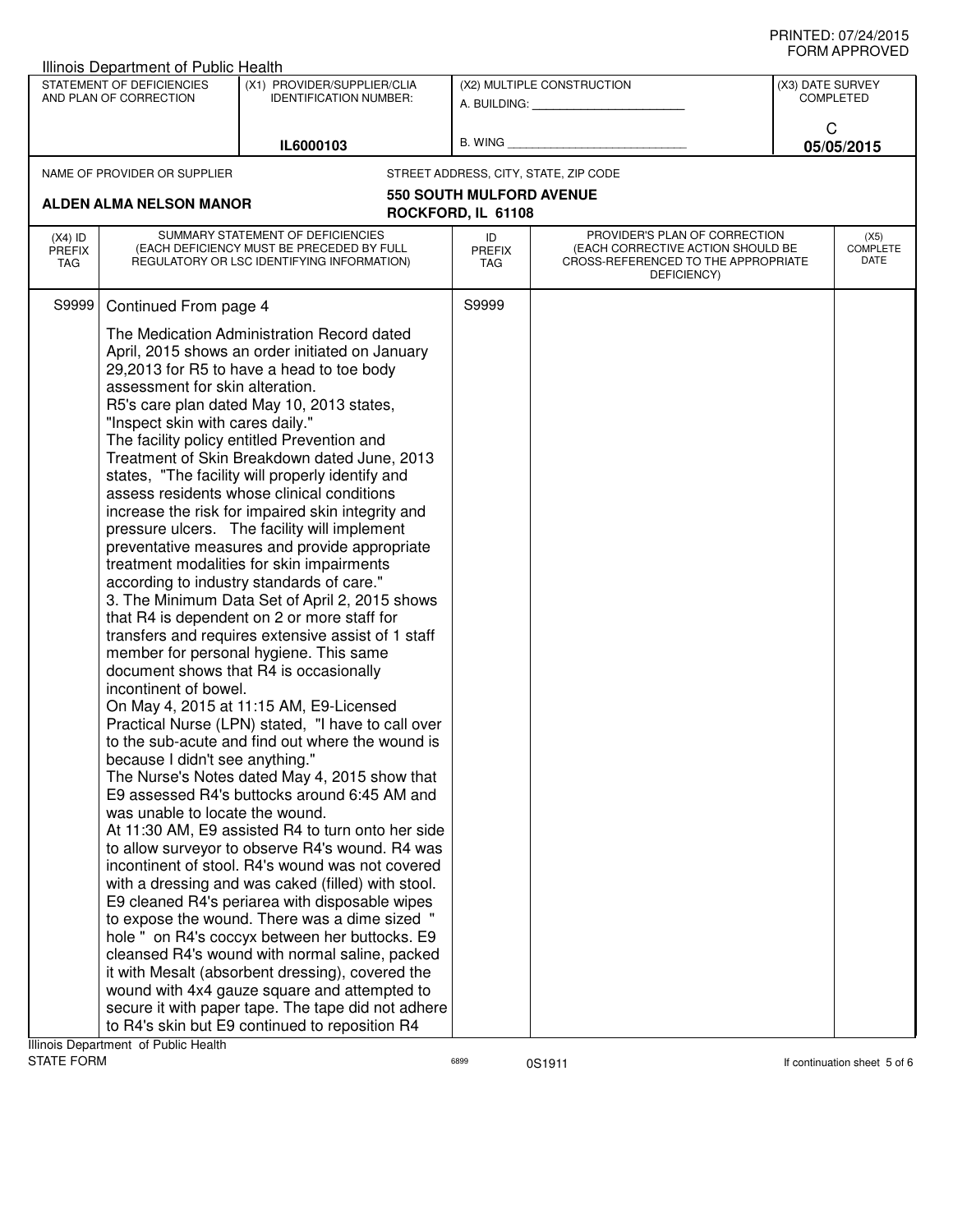Illinois Department of Public Health

| STATEMENT OF DEFICIENCIES AND PLAN OF CORRECTION | (X1) PROVIDER/SUPPLIER/CLIA IDENTIFICATION NUMBER: | (X2) MULTIPLE CONSTRUCTION | (X3) DATE SURVEY COMPLETED |
|---|---|---|---|
| | IL6000103 | A. BUILDING: ______ B. WING ______ | C 05/05/2015 |

NAME OF PROVIDER OR SUPPLIER: **ALDEN ALMA NELSON MANOR**

STREET ADDRESS, CITY, STATE, ZIP CODE: **550 SOUTH MULFORD AVENUE ROCKFORD, IL 61108**

| (X4) ID PREFIX TAG | SUMMARY STATEMENT OF DEFICIENCIES (EACH DEFICIENCY MUST BE PRECEDED BY FULL REGULATORY OR LSC IDENTIFYING INFORMATION) | ID PREFIX TAG | PROVIDER'S PLAN OF CORRECTION (EACH CORRECTIVE ACTION SHOULD BE CROSS-REFERENCED TO THE APPROPRIATE DEFICIENCY) | (X5) COMPLETE DATE |
|---|---|---|---|---|
| S9999 | Continued From page 4 | S9999 | | |

The Medication Administration Record dated April, 2015 shows an order initiated on January 29,2013 for R5 to have a head to toe body assessment for skin alteration.
R5's care plan dated May 10, 2013 states, "Inspect skin with cares daily."
The facility policy entitled Prevention and Treatment of Skin Breakdown dated June, 2013 states, "The facility will properly identify and assess residents whose clinical conditions increase the risk for impaired skin integrity and pressure ulcers. The facility will implement preventative measures and provide appropriate treatment modalities for skin impairments according to industry standards of care."
3. The Minimum Data Set of April 2, 2015 shows that R4 is dependent on 2 or more staff for transfers and requires extensive assist of 1 staff member for personal hygiene. This same document shows that R4 is occasionally incontinent of bowel.
On May 4, 2015 at 11:15 AM, E9-Licensed Practical Nurse (LPN) stated, "I have to call over to the sub-acute and find out where the wound is because I didn't see anything."
The Nurse's Notes dated May 4, 2015 show that E9 assessed R4's buttocks around 6:45 AM and was unable to locate the wound.
At 11:30 AM, E9 assisted R4 to turn onto her side to allow surveyor to observe R4's wound. R4 was incontinent of stool. R4's wound was not covered with a dressing and was caked (filled) with stool. E9 cleaned R4's periarea with disposable wipes to expose the wound. There was a dime sized " hole " on R4's coccyx between her buttocks. E9 cleansed R4's wound with normal saline, packed it with Mesalt (absorbent dressing), covered the wound with 4x4 gauze square and attempted to secure it with paper tape. The tape did not adhere to R4's skin but E9 continued to reposition R4

Illinois Department of Public Health
STATE FORM 6899 0S1911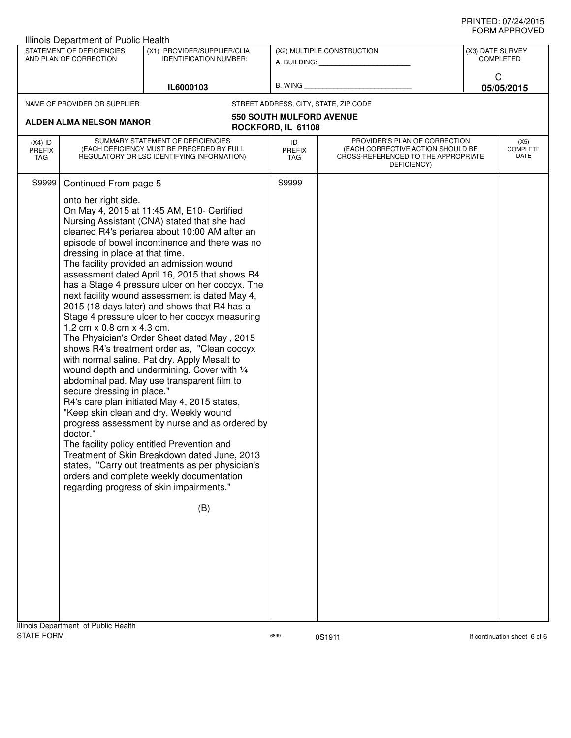PRINTED: 07/24/2015
FORM APPROVED

Illinois Department of Public Health

| STATEMENT OF DEFICIENCIES AND PLAN OF CORRECTION | (X1) PROVIDER/SUPPLIER/CLIA IDENTIFICATION NUMBER: | (X2) MULTIPLE CONSTRUCTION | (X3) DATE SURVEY COMPLETED |
|---|---|---|---|
| | IL6000103 | A. BUILDING: ______ B. WING ______ | C 05/05/2015 |

NAME OF PROVIDER OR SUPPLIER: **ALDEN ALMA NELSON MANOR**

STREET ADDRESS, CITY, STATE, ZIP CODE: **550 SOUTH MULFORD AVENUE ROCKFORD, IL 61108**

| (X4) ID PREFIX TAG | SUMMARY STATEMENT OF DEFICIENCIES (EACH DEFICIENCY MUST BE PRECEDED BY FULL REGULATORY OR LSC IDENTIFYING INFORMATION) | ID PREFIX TAG | PROVIDER'S PLAN OF CORRECTION (EACH CORRECTIVE ACTION SHOULD BE CROSS-REFERENCED TO THE APPROPRIATE DEFICIENCY) | (X5) COMPLETE DATE |
|---|---|---|---|---|
| S9999 | Continued From page 5 | S9999 | | |

onto her right side.
On May 4, 2015 at 11:45 AM, E10- Certified Nursing Assistant (CNA) stated that she had cleaned R4's periarea about 10:00 AM after an episode of bowel incontinence and there was no dressing in place at that time.
The facility provided an admission wound assessment dated April 16, 2015 that shows R4 has a Stage 4 pressure ulcer on her coccyx. The next facility wound assessment is dated May 4, 2015 (18 days later) and shows that R4 has a Stage 4 pressure ulcer to her coccyx measuring 1.2 cm x 0.8 cm x 4.3 cm.
The Physician's Order Sheet dated May , 2015 shows R4's treatment order as, "Clean coccyx with normal saline. Pat dry. Apply Mesalt to wound depth and undermining. Cover with ¼ abdominal pad. May use transparent film to secure dressing in place."
R4's care plan initiated May 4, 2015 states, "Keep skin clean and dry, Weekly wound progress assessment by nurse and as ordered by doctor."
The facility policy entitled Prevention and Treatment of Skin Breakdown dated June, 2013 states, "Carry out treatments as per physician's orders and complete weekly documentation regarding progress of skin impairments."

(B)

Illinois Department of Public Health
STATE FORM 6899 0S1911 If continuation sheet 6 of 6